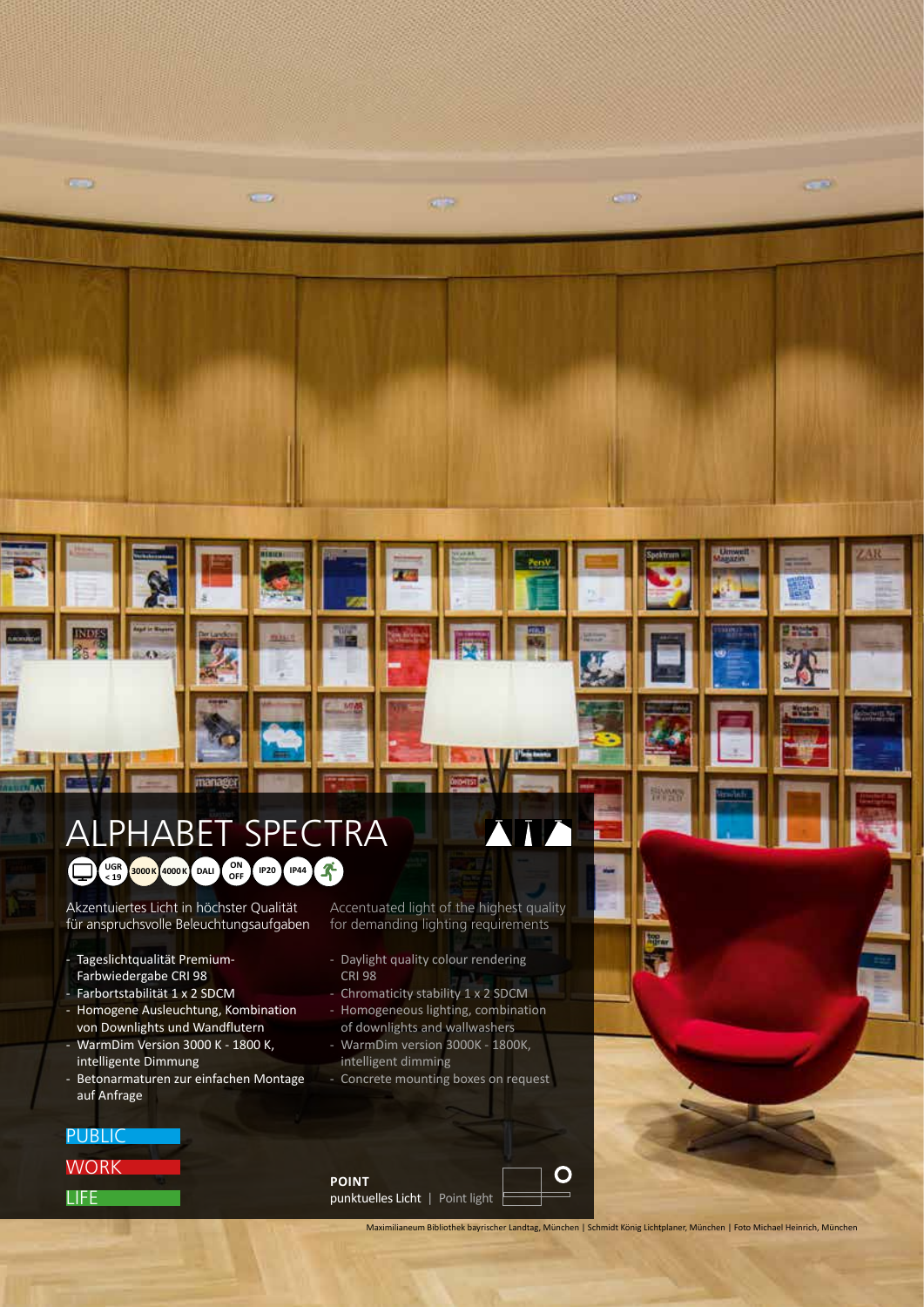# ALPHABET SPECTRA

UGR < 19 | 3000 K | 4000 K | DALI | ON OFF | IP20 | IP44

Akzentuiertes Licht in höchster Qualität für anspruchsvolle Beleuchtungsaufgaben

- Tageslichtqualität Premium-Farbwiedergabe CRI 98
- Farbortstabilität 1 x 2 SDCM
- Homogene Ausleuchtung, Kombination von Downlights und Wandflutern
- WarmDim Version 3000 K - 1800 K, intelligente Dimmung
- Betonarmaturen zur einfachen Montage auf Anfrage

Accentuated light of the highest quality for demanding lighting requirements

- Daylight quality colour rendering CRI 98
- Chromaticity stability 1 x 2 SDCM
- Homogeneous lighting, combination of downlights and wallwashers
- WarmDim version 3000K - 1800K, intelligent dimming
- Concrete mounting boxes on request

PUBLIC

WORK

LIFE

**POINT**
punktuelles Licht | Point light

Maximilianeum Bibliothek bayrischer Landtag, München | Schmidt König Lichtplaner, München | Foto Michael Heinrich, München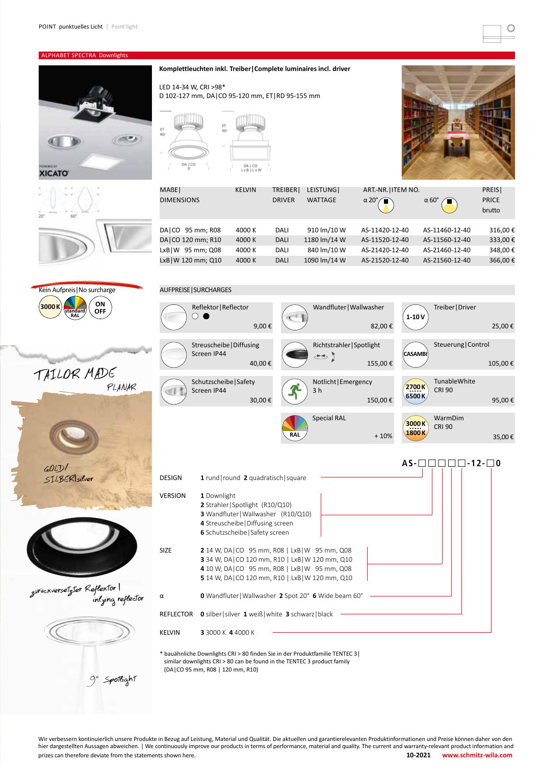## ALPHABET SPECTRA Downlights

**Komplettleuchten inkl. Treiber | Complete luminaires incl. driver**

LED 14-34 W, CRI >98*
D 102-127 mm, DA | CO 95-120 mm, ET | RD 95-155 mm

| MAßE \| DIMENSIONS | KELVIN | TREIBER \| DRIVER | LEISTUNG \| WATTAGE | ART.-NR. \| ITEM NO. α 20° | α 60° | PREIS \| PRICE brutto |
|---|---|---|---|---|---|---|
| DA \| CO 95 mm; R08 | 4000 K | DALI | 910 lm/10 W | AS-11420-12-40 | AS-11460-12-40 | 316,00 € |
| DA \| CO 120 mm; R10 | 4000 K | DALI | 1180 lm/14 W | AS-11520-12-40 | AS-11560-12-40 | 333,00 € |
| LxB \| W 95 mm; Q08 | 4000 K | DALI | 840 lm/10 W | AS-21420-12-40 | AS-21460-12-40 | 348,00 € |
| LxB \| W 120 mm; Q10 | 4000 K | DALI | 1090 lm/14 W | AS-21520-12-40 | AS-21560-12-40 | 366,00 € |

Kein Aufpreis | No surcharge

3000 K, standard RAL, ON OFF

### AUFPREISE | SURCHARGES

| | | |
|---|---|---|
| Reflektor \| Reflector ○ ● 9,00 € | Wandfluter \| Wallwasher 82,00 € | Treiber \| Driver (1-10 V) 25,00 € |
| Streuscheibe \| Diffusing Screen IP44 40,00 € | Richtstrahler \| Spotlight 155,00 € | Steuerung \| Control (CASAMBI) 105,00 € |
| Schutzscheibe \| Safety Screen IP44 30,00 € | Notlicht \| Emergency 3 h 150,00 € | TunableWhite (2700 K – 6500 K) CRI 90 95,00 € |
| | Special RAL + 10% | WarmDim (3000 K – 1800 K) CRI 90 35,00 € |

TAILOR MADE PLANAR

GOLD / SILBER | silver

zurückversetzter Reflektor | inlying reflector

9° Spotlight

**AS-□□□□□-12-□0**

| | |
|---|---|
| DESIGN | **1** rund \| round **2** quadratisch \| square |
| VERSION | **1** Downlight<br>**2** Strahler \| Spotlight (R10/Q10)<br>**3** Wandfluter \| Wallwasher (R10/Q10)<br>**4** Streuscheibe \| Diffusing screen<br>**6** Schutzscheibe \| Safety screen |
| SIZE | **2** 14 W, DA \| CO 95 mm, R08 \| LxB \| W 95 mm, Q08<br>**3** 34 W, DA \| CO 120 mm, R10 \| LxB \| W 120 mm, Q10<br>**4** 10 W, DA \| CO 95 mm, R08 \| LxB \| W 95 mm, Q08<br>**5** 14 W, DA \| CO 120 mm, R10 \| LxB \| W 120 mm, Q10 |
| α | **0** Wandfluter \| Wallwasher **2** Spot 20° **6** Wide beam 60° |
| REFLECTOR | **0** silber \| silver **1** weiß \| white **3** schwarz \| black |
| KELVIN | **3** 3000 K **4** 4000 K |

\* bauähnliche Downlights CRI > 80 finden Sie in der Produktfamilie TENTEC 3 | similar downlights CRI > 80 can be found in the TENTEC 3 product family (DA | CO 95 mm, R08 | 120 mm, R10)

Wir verbessern kontinuierlich unsere Produkte in Bezug auf Leistung, Material und Qualität. Die aktuellen und garantierelevanten Produktinformationen und Preise können daher von den hier dargestellten Aussagen abweichen. | We continuously improve our products in terms of performance, material and quality. The current and warranty-relevant product information and prizes can therefore deviate from the statements shown here.

10-2021 www.schmitz-wila.com